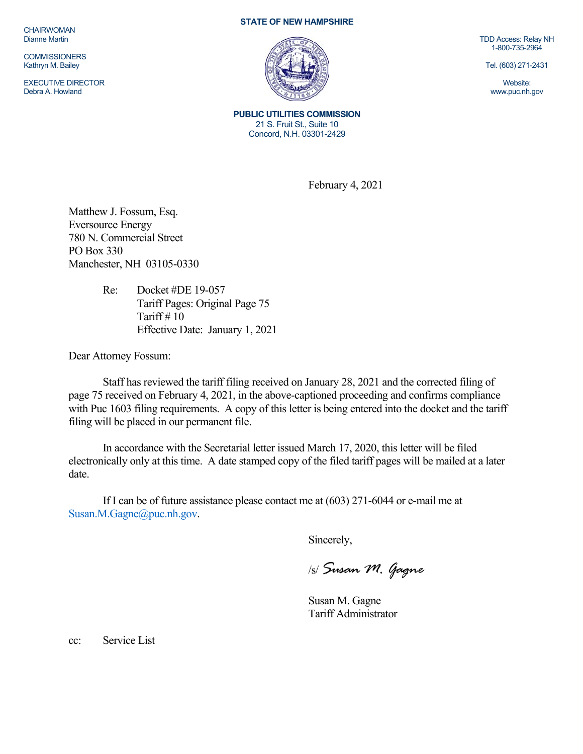CHAIRWOMAN
Dianne Martin

COMMISSIONERS
Kathryn M. Bailey

EXECUTIVE DIRECTOR
Debra A. Howland

**STATE OF NEW HAMPSHIRE**

**PUBLIC UTILITIES COMMISSION**
21 S. Fruit St., Suite 10
Concord, N.H. 03301-2429

TDD Access: Relay NH
1-800-735-2964

Tel. (603) 271-2431

Website:
www.puc.nh.gov

February 4, 2021

Matthew J. Fossum, Esq.
Eversource Energy
780 N. Commercial Street
PO Box 330
Manchester, NH 03105-0330

Re: Docket #DE 19-057
Tariff Pages: Original Page 75
Tariff # 10
Effective Date: January 1, 2021

Dear Attorney Fossum:

Staff has reviewed the tariff filing received on January 28, 2021 and the corrected filing of page 75 received on February 4, 2021, in the above-captioned proceeding and confirms compliance with Puc 1603 filing requirements. A copy of this letter is being entered into the docket and the tariff filing will be placed in our permanent file.

In accordance with the Secretarial letter issued March 17, 2020, this letter will be filed electronically only at this time. A date stamped copy of the filed tariff pages will be mailed at a later date.

If I can be of future assistance please contact me at (603) 271-6044 or e-mail me at Susan.M.Gagne@puc.nh.gov.

Sincerely,

/s/ *Susan M. Gagne*

Susan M. Gagne
Tariff Administrator

cc: Service List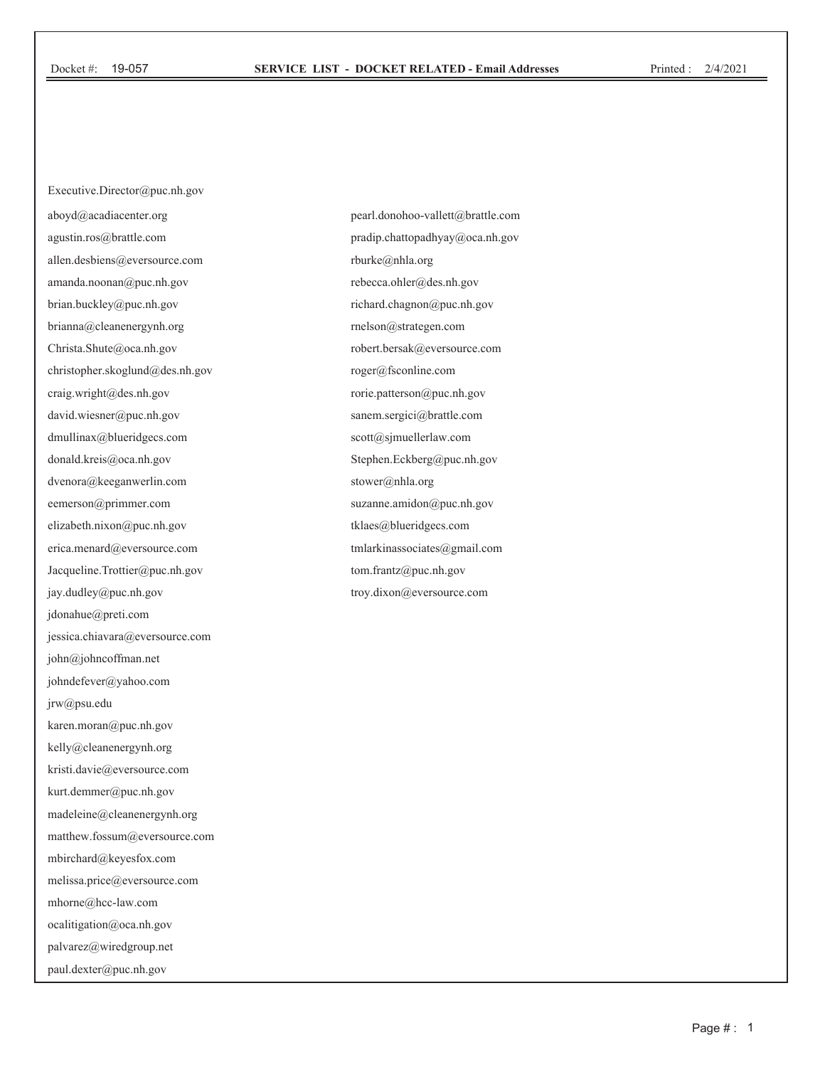Docket #: 19-057 **SERVICE LIST - DOCKET RELATED - Email Addresses** Printed : 2/4/2021

Executive.Director@puc.nh.gov

aboyd@acadiacenter.org

agustin.ros@brattle.com

allen.desbiens@eversource.com

amanda.noonan@puc.nh.gov

brian.buckley@puc.nh.gov

brianna@cleanenergynh.org

Christa.Shute@oca.nh.gov

christopher.skoglund@des.nh.gov

craig.wright@des.nh.gov

david.wiesner@puc.nh.gov

dmullinax@blueridgecs.com

donald.kreis@oca.nh.gov

dvenora@keeganwerlin.com

eemerson@primmer.com

elizabeth.nixon@puc.nh.gov

erica.menard@eversource.com

Jacqueline.Trottier@puc.nh.gov

jay.dudley@puc.nh.gov

jdonahue@preti.com

jessica.chiavara@eversource.com

john@johncoffman.net

johndefever@yahoo.com

jrw@psu.edu

karen.moran@puc.nh.gov

kelly@cleanenergynh.org

kristi.davie@eversource.com

kurt.demmer@puc.nh.gov

madeleine@cleanenergynh.org

matthew.fossum@eversource.com

mbirchard@keyesfox.com

melissa.price@eversource.com

mhorne@hcc-law.com

ocalitigation@oca.nh.gov

palvarez@wiredgroup.net

paul.dexter@puc.nh.gov

pearl.donohoo-vallett@brattle.com

pradip.chattopadhyay@oca.nh.gov

rburke@nhla.org

rebecca.ohler@des.nh.gov

richard.chagnon@puc.nh.gov

rnelson@strategen.com

robert.bersak@eversource.com

roger@fsconline.com

rorie.patterson@puc.nh.gov

sanem.sergici@brattle.com

scott@sjmuellerlaw.com

Stephen.Eckberg@puc.nh.gov

stower@nhla.org

suzanne.amidon@puc.nh.gov

tklaes@blueridgecs.com

tmlarkinassociates@gmail.com

tom.frantz@puc.nh.gov

troy.dixon@eversource.com